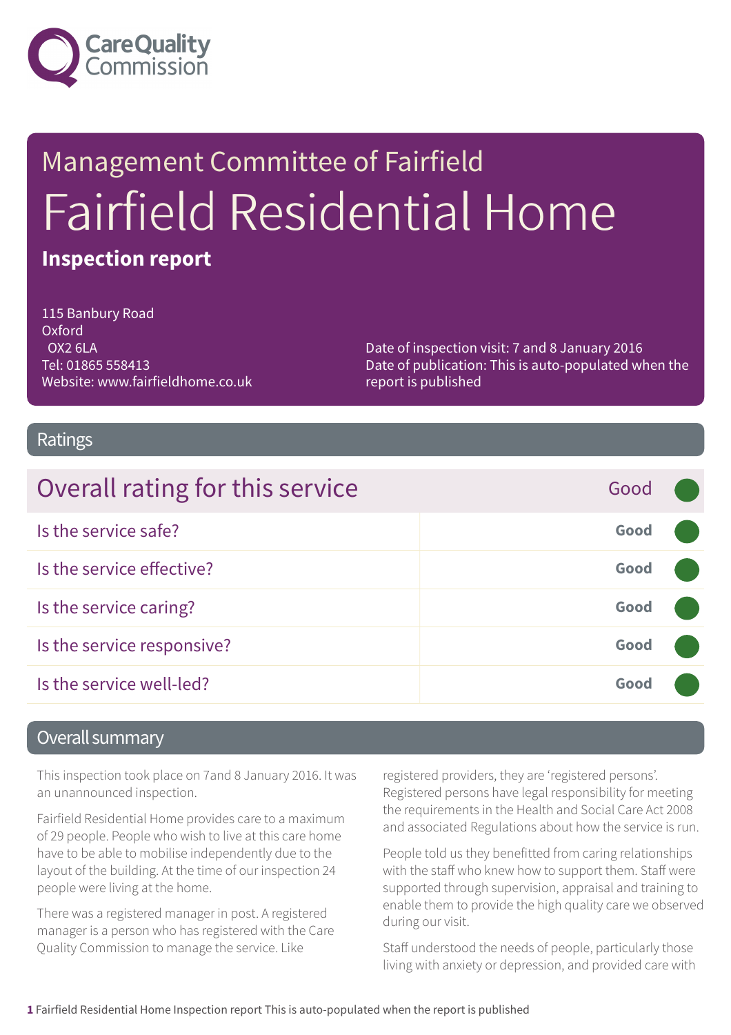Care Quality Commission

# Management Committee of Fairfield

# Fairfield Residential Home

**Inspection report**

115 Banbury Road
Oxford
OX2 6LA
Tel: 01865 558413
Website: www.fairfieldhome.co.uk

Date of inspection visit: 7 and 8 January 2016
Date of publication: This is auto-populated when the report is published

## Ratings

| | |
|---|---|
| **Overall rating for this service** | **Good** |
| Is the service safe? | **Good** |
| Is the service effective? | **Good** |
| Is the service caring? | **Good** |
| Is the service responsive? | **Good** |
| Is the service well-led? | **Good** |

## Overall summary

This inspection took place on 7and 8 January 2016. It was an unannounced inspection.

Fairfield Residential Home provides care to a maximum of 29 people. People who wish to live at this care home have to be able to mobilise independently due to the layout of the building. At the time of our inspection 24 people were living at the home.

There was a registered manager in post. A registered manager is a person who has registered with the Care Quality Commission to manage the service. Like registered providers, they are 'registered persons'. Registered persons have legal responsibility for meeting the requirements in the Health and Social Care Act 2008 and associated Regulations about how the service is run.

People told us they benefitted from caring relationships with the staff who knew how to support them. Staff were supported through supervision, appraisal and training to enable them to provide the high quality care we observed during our visit.

Staff understood the needs of people, particularly those living with anxiety or depression, and provided care with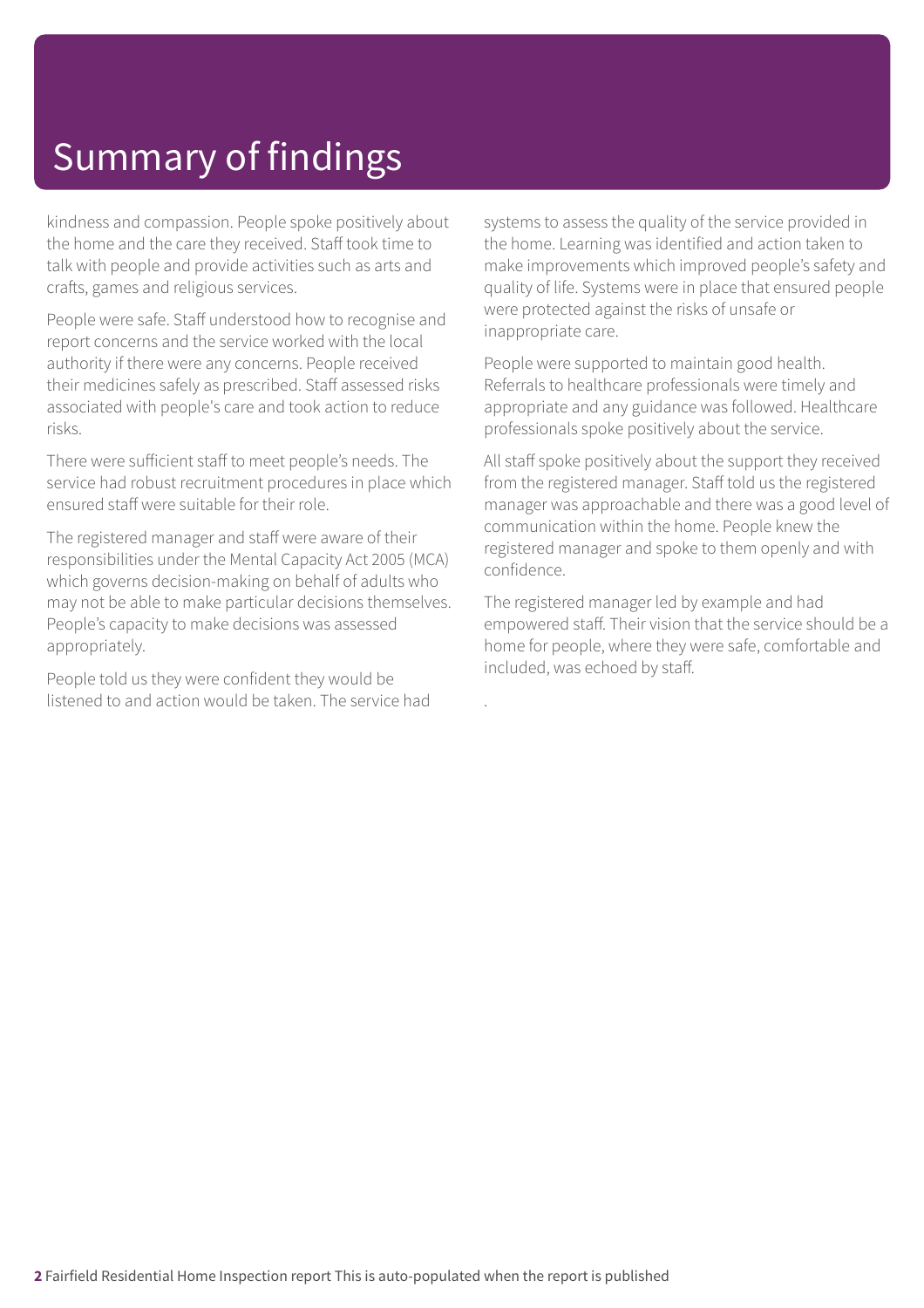# Summary of findings

kindness and compassion. People spoke positively about the home and the care they received. Staff took time to talk with people and provide activities such as arts and crafts, games and religious services.

People were safe. Staff understood how to recognise and report concerns and the service worked with the local authority if there were any concerns. People received their medicines safely as prescribed. Staff assessed risks associated with people's care and took action to reduce risks.

There were sufficient staff to meet people's needs. The service had robust recruitment procedures in place which ensured staff were suitable for their role.

The registered manager and staff were aware of their responsibilities under the Mental Capacity Act 2005 (MCA) which governs decision-making on behalf of adults who may not be able to make particular decisions themselves. People's capacity to make decisions was assessed appropriately.

People told us they were confident they would be listened to and action would be taken. The service had systems to assess the quality of the service provided in the home. Learning was identified and action taken to make improvements which improved people's safety and quality of life. Systems were in place that ensured people were protected against the risks of unsafe or inappropriate care.

People were supported to maintain good health. Referrals to healthcare professionals were timely and appropriate and any guidance was followed. Healthcare professionals spoke positively about the service.

All staff spoke positively about the support they received from the registered manager. Staff told us the registered manager was approachable and there was a good level of communication within the home. People knew the registered manager and spoke to them openly and with confidence.

The registered manager led by example and had empowered staff. Their vision that the service should be a home for people, where they were safe, comfortable and included, was echoed by staff.

.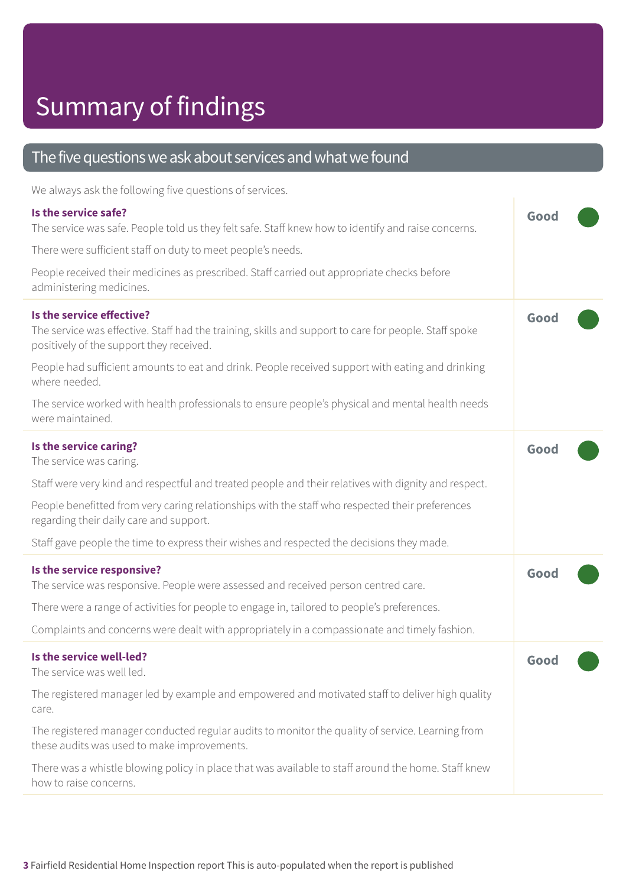# Summary of findings

## The five questions we ask about services and what we found

We always ask the following five questions of services.

### Is the service safe?

**Good**

The service was safe. People told us they felt safe. Staff knew how to identify and raise concerns.

There were sufficient staff on duty to meet people's needs.

People received their medicines as prescribed. Staff carried out appropriate checks before administering medicines.

### Is the service effective?

**Good**

The service was effective. Staff had the training, skills and support to care for people. Staff spoke positively of the support they received.

People had sufficient amounts to eat and drink. People received support with eating and drinking where needed.

The service worked with health professionals to ensure people's physical and mental health needs were maintained.

### Is the service caring?

**Good**

The service was caring.

Staff were very kind and respectful and treated people and their relatives with dignity and respect.

People benefitted from very caring relationships with the staff who respected their preferences regarding their daily care and support.

Staff gave people the time to express their wishes and respected the decisions they made.

### Is the service responsive?

**Good**

The service was responsive. People were assessed and received person centred care.

There were a range of activities for people to engage in, tailored to people's preferences.

Complaints and concerns were dealt with appropriately in a compassionate and timely fashion.

### Is the service well-led?

**Good**

The service was well led.

The registered manager led by example and empowered and motivated staff to deliver high quality care.

The registered manager conducted regular audits to monitor the quality of service. Learning from these audits was used to make improvements.

There was a whistle blowing policy in place that was available to staff around the home. Staff knew how to raise concerns.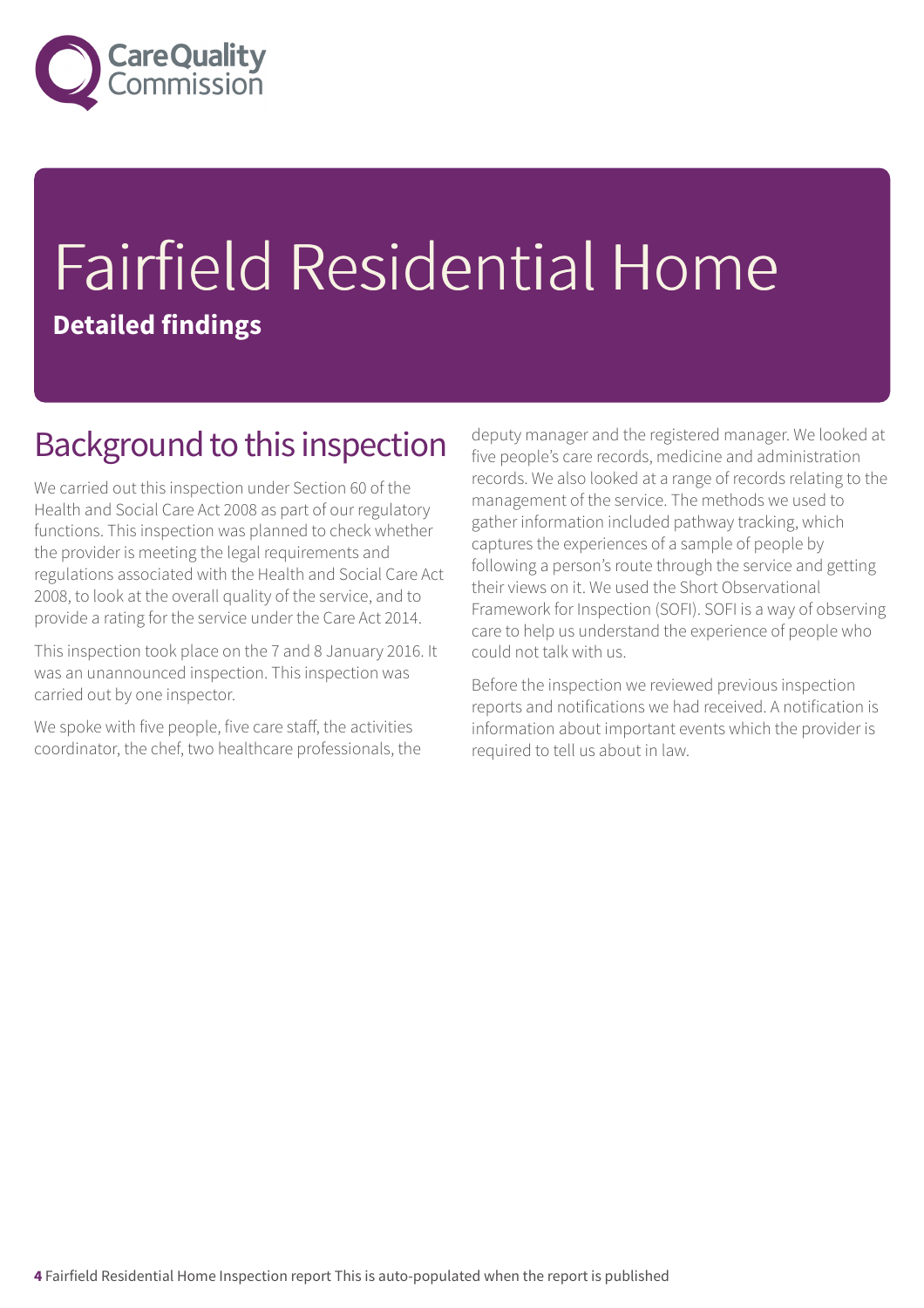# Fairfield Residential Home

**Detailed findings**

## Background to this inspection

We carried out this inspection under Section 60 of the Health and Social Care Act 2008 as part of our regulatory functions. This inspection was planned to check whether the provider is meeting the legal requirements and regulations associated with the Health and Social Care Act 2008, to look at the overall quality of the service, and to provide a rating for the service under the Care Act 2014.

This inspection took place on the 7 and 8 January 2016. It was an unannounced inspection. This inspection was carried out by one inspector.

We spoke with five people, five care staff, the activities coordinator, the chef, two healthcare professionals, the deputy manager and the registered manager. We looked at five people's care records, medicine and administration records. We also looked at a range of records relating to the management of the service. The methods we used to gather information included pathway tracking, which captures the experiences of a sample of people by following a person's route through the service and getting their views on it. We used the Short Observational Framework for Inspection (SOFI). SOFI is a way of observing care to help us understand the experience of people who could not talk with us.

Before the inspection we reviewed previous inspection reports and notifications we had received. A notification is information about important events which the provider is required to tell us about in law.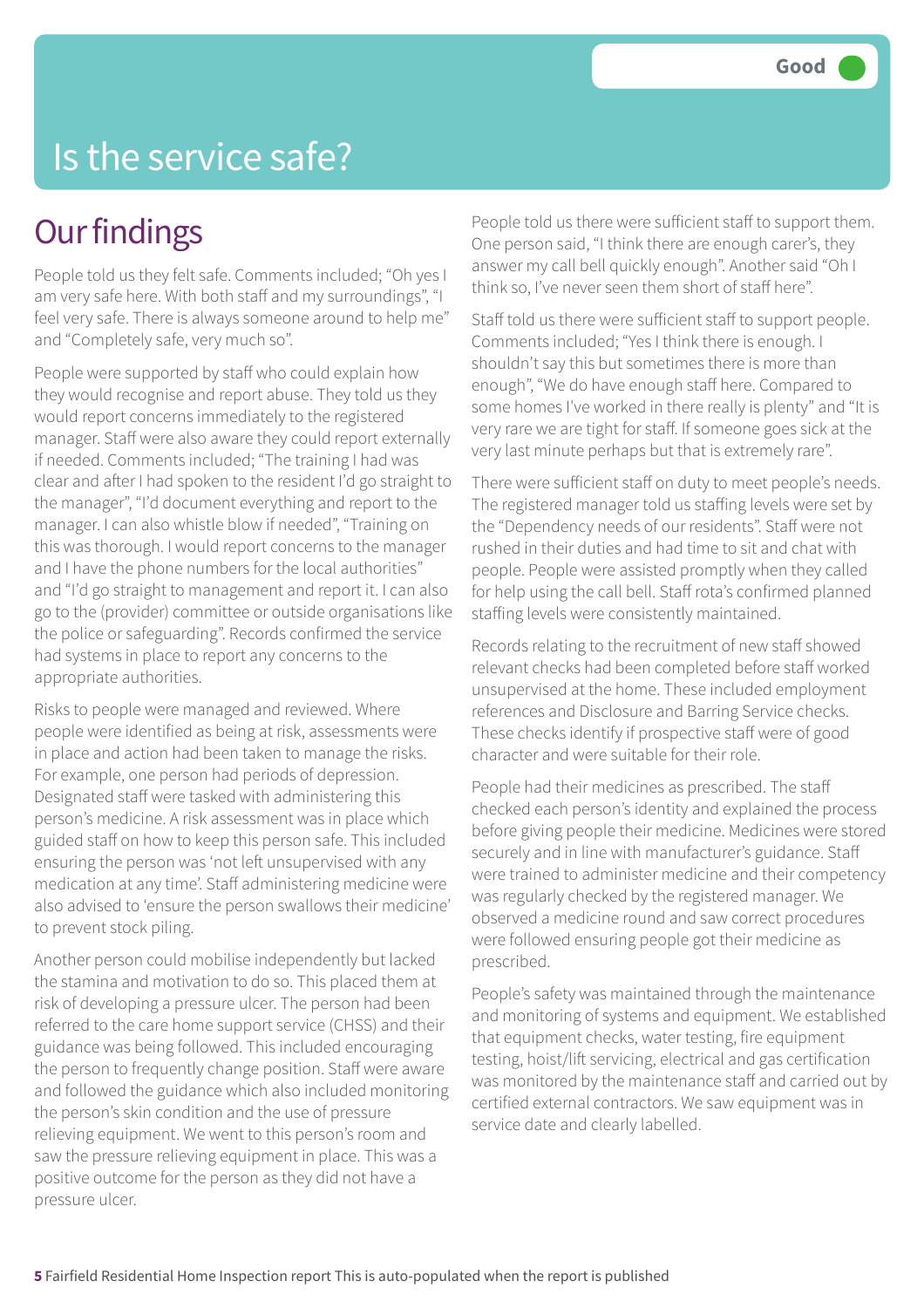Good

# Is the service safe?

## Our findings

People told us they felt safe. Comments included; "Oh yes I am very safe here. With both staff and my surroundings", "I feel very safe. There is always someone around to help me" and "Completely safe, very much so".

People were supported by staff who could explain how they would recognise and report abuse. They told us they would report concerns immediately to the registered manager. Staff were also aware they could report externally if needed. Comments included; "The training I had was clear and after I had spoken to the resident I'd go straight to the manager", "I'd document everything and report to the manager. I can also whistle blow if needed", "Training on this was thorough. I would report concerns to the manager and I have the phone numbers for the local authorities" and "I'd go straight to management and report it. I can also go to the (provider) committee or outside organisations like the police or safeguarding". Records confirmed the service had systems in place to report any concerns to the appropriate authorities.

Risks to people were managed and reviewed. Where people were identified as being at risk, assessments were in place and action had been taken to manage the risks. For example, one person had periods of depression. Designated staff were tasked with administering this person's medicine. A risk assessment was in place which guided staff on how to keep this person safe. This included ensuring the person was 'not left unsupervised with any medication at any time'. Staff administering medicine were also advised to 'ensure the person swallows their medicine' to prevent stock piling.

Another person could mobilise independently but lacked the stamina and motivation to do so. This placed them at risk of developing a pressure ulcer. The person had been referred to the care home support service (CHSS) and their guidance was being followed. This included encouraging the person to frequently change position. Staff were aware and followed the guidance which also included monitoring the person's skin condition and the use of pressure relieving equipment. We went to this person's room and saw the pressure relieving equipment in place. This was a positive outcome for the person as they did not have a pressure ulcer.

People told us there were sufficient staff to support them. One person said, "I think there are enough carer's, they answer my call bell quickly enough". Another said "Oh I think so, I've never seen them short of staff here".

Staff told us there were sufficient staff to support people. Comments included; "Yes I think there is enough. I shouldn't say this but sometimes there is more than enough", "We do have enough staff here. Compared to some homes I've worked in there really is plenty" and "It is very rare we are tight for staff. If someone goes sick at the very last minute perhaps but that is extremely rare".

There were sufficient staff on duty to meet people's needs. The registered manager told us staffing levels were set by the "Dependency needs of our residents". Staff were not rushed in their duties and had time to sit and chat with people. People were assisted promptly when they called for help using the call bell. Staff rota's confirmed planned staffing levels were consistently maintained.

Records relating to the recruitment of new staff showed relevant checks had been completed before staff worked unsupervised at the home. These included employment references and Disclosure and Barring Service checks. These checks identify if prospective staff were of good character and were suitable for their role.

People had their medicines as prescribed. The staff checked each person's identity and explained the process before giving people their medicine. Medicines were stored securely and in line with manufacturer's guidance. Staff were trained to administer medicine and their competency was regularly checked by the registered manager. We observed a medicine round and saw correct procedures were followed ensuring people got their medicine as prescribed.

People's safety was maintained through the maintenance and monitoring of systems and equipment. We established that equipment checks, water testing, fire equipment testing, hoist/lift servicing, electrical and gas certification was monitored by the maintenance staff and carried out by certified external contractors. We saw equipment was in service date and clearly labelled.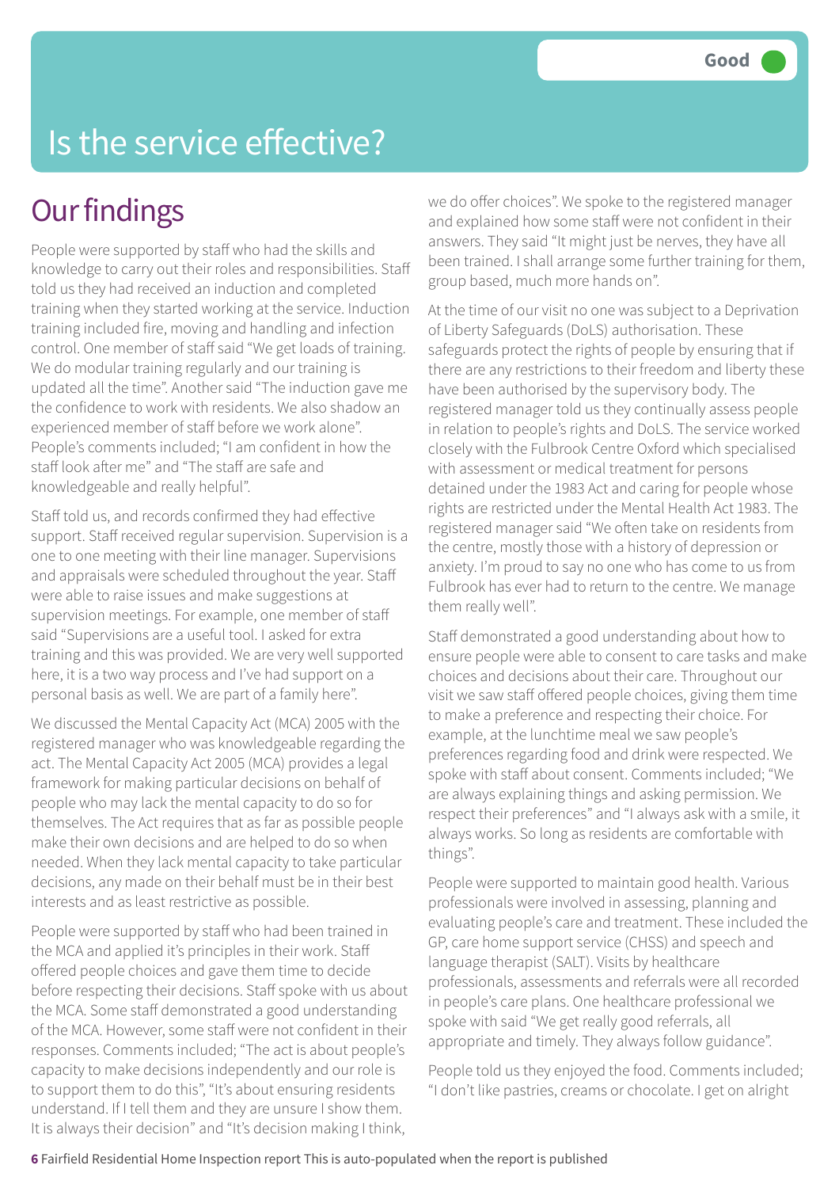Good

# Is the service effective?

## Our findings

People were supported by staff who had the skills and knowledge to carry out their roles and responsibilities. Staff told us they had received an induction and completed training when they started working at the service. Induction training included fire, moving and handling and infection control. One member of staff said "We get loads of training. We do modular training regularly and our training is updated all the time". Another said "The induction gave me the confidence to work with residents. We also shadow an experienced member of staff before we work alone". People's comments included; "I am confident in how the staff look after me" and "The staff are safe and knowledgeable and really helpful".

Staff told us, and records confirmed they had effective support. Staff received regular supervision. Supervision is a one to one meeting with their line manager. Supervisions and appraisals were scheduled throughout the year. Staff were able to raise issues and make suggestions at supervision meetings. For example, one member of staff said "Supervisions are a useful tool. I asked for extra training and this was provided. We are very well supported here, it is a two way process and I've had support on a personal basis as well. We are part of a family here".

We discussed the Mental Capacity Act (MCA) 2005 with the registered manager who was knowledgeable regarding the act. The Mental Capacity Act 2005 (MCA) provides a legal framework for making particular decisions on behalf of people who may lack the mental capacity to do so for themselves. The Act requires that as far as possible people make their own decisions and are helped to do so when needed. When they lack mental capacity to take particular decisions, any made on their behalf must be in their best interests and as least restrictive as possible.

People were supported by staff who had been trained in the MCA and applied it's principles in their work. Staff offered people choices and gave them time to decide before respecting their decisions. Staff spoke with us about the MCA. Some staff demonstrated a good understanding of the MCA. However, some staff were not confident in their responses. Comments included; "The act is about people's capacity to make decisions independently and our role is to support them to do this", "It's about ensuring residents understand. If I tell them and they are unsure I show them. It is always their decision" and "It's decision making I think, we do offer choices". We spoke to the registered manager and explained how some staff were not confident in their answers. They said "It might just be nerves, they have all been trained. I shall arrange some further training for them, group based, much more hands on".

At the time of our visit no one was subject to a Deprivation of Liberty Safeguards (DoLS) authorisation. These safeguards protect the rights of people by ensuring that if there are any restrictions to their freedom and liberty these have been authorised by the supervisory body. The registered manager told us they continually assess people in relation to people's rights and DoLS. The service worked closely with the Fulbrook Centre Oxford which specialised with assessment or medical treatment for persons detained under the 1983 Act and caring for people whose rights are restricted under the Mental Health Act 1983. The registered manager said "We often take on residents from the centre, mostly those with a history of depression or anxiety. I'm proud to say no one who has come to us from Fulbrook has ever had to return to the centre. We manage them really well".

Staff demonstrated a good understanding about how to ensure people were able to consent to care tasks and make choices and decisions about their care. Throughout our visit we saw staff offered people choices, giving them time to make a preference and respecting their choice. For example, at the lunchtime meal we saw people's preferences regarding food and drink were respected. We spoke with staff about consent. Comments included; "We are always explaining things and asking permission. We respect their preferences" and "I always ask with a smile, it always works. So long as residents are comfortable with things".

People were supported to maintain good health. Various professionals were involved in assessing, planning and evaluating people's care and treatment. These included the GP, care home support service (CHSS) and speech and language therapist (SALT). Visits by healthcare professionals, assessments and referrals were all recorded in people's care plans. One healthcare professional we spoke with said "We get really good referrals, all appropriate and timely. They always follow guidance".

People told us they enjoyed the food. Comments included; "I don't like pastries, creams or chocolate. I get on alright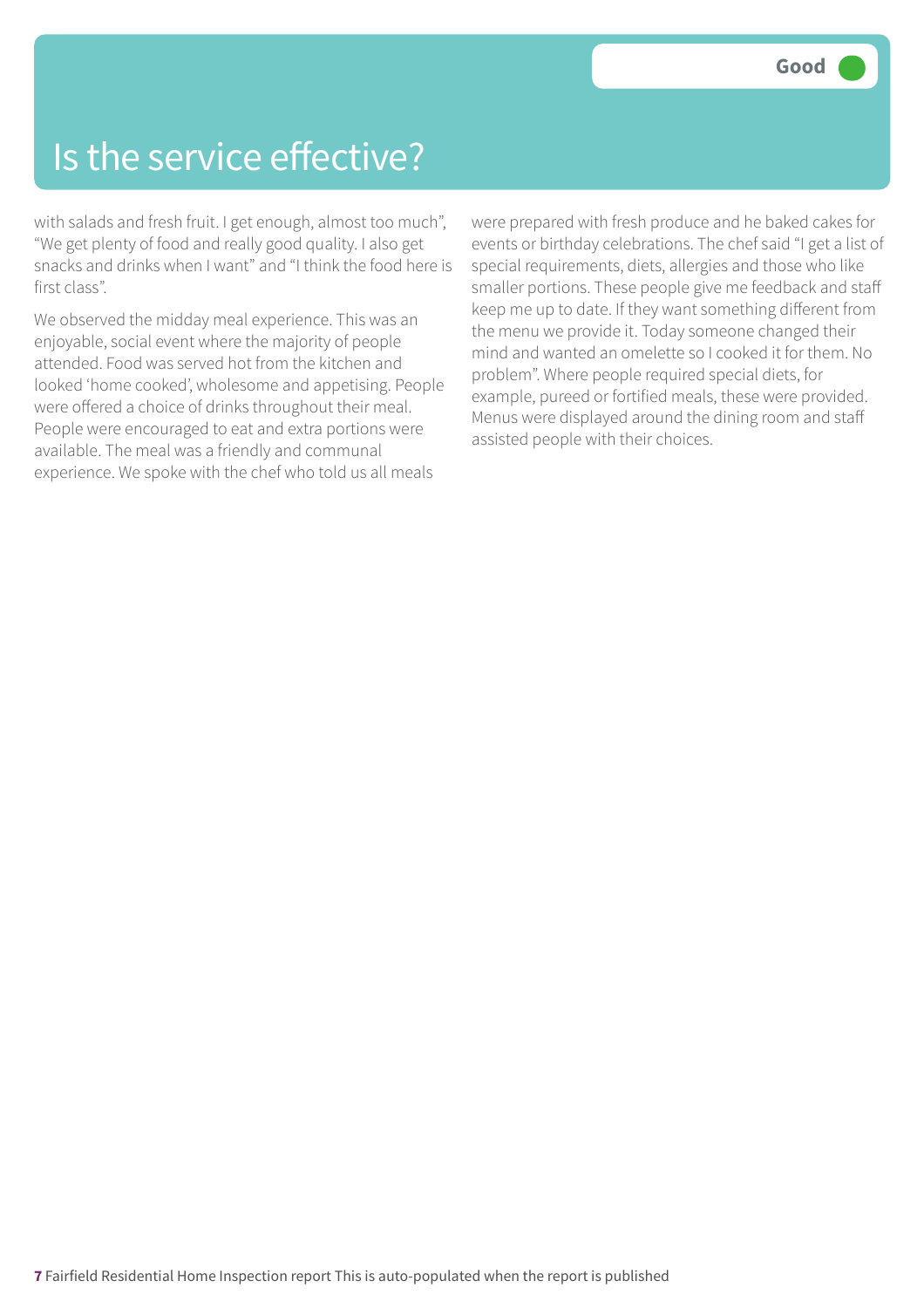# Is the service effective?

**Good**

with salads and fresh fruit. I get enough, almost too much", "We get plenty of food and really good quality. I also get snacks and drinks when I want" and "I think the food here is first class".

We observed the midday meal experience. This was an enjoyable, social event where the majority of people attended. Food was served hot from the kitchen and looked 'home cooked', wholesome and appetising. People were offered a choice of drinks throughout their meal. People were encouraged to eat and extra portions were available. The meal was a friendly and communal experience. We spoke with the chef who told us all meals were prepared with fresh produce and he baked cakes for events or birthday celebrations. The chef said "I get a list of special requirements, diets, allergies and those who like smaller portions. These people give me feedback and staff keep me up to date. If they want something different from the menu we provide it. Today someone changed their mind and wanted an omelette so I cooked it for them. No problem". Where people required special diets, for example, pureed or fortified meals, these were provided. Menus were displayed around the dining room and staff assisted people with their choices.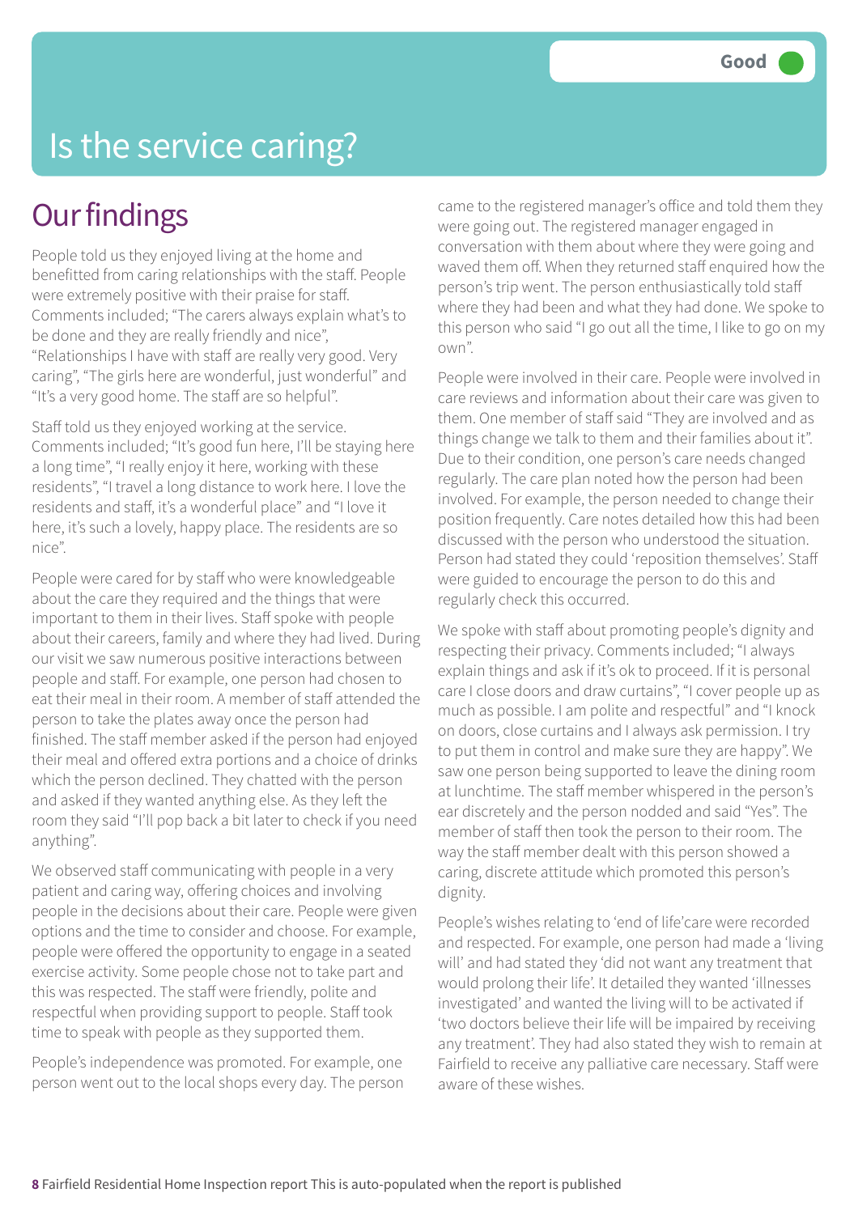# Is the service caring?

Good

## Our findings

People told us they enjoyed living at the home and benefitted from caring relationships with the staff. People were extremely positive with their praise for staff. Comments included; "The carers always explain what's to be done and they are really friendly and nice", "Relationships I have with staff are really very good. Very caring", "The girls here are wonderful, just wonderful" and "It's a very good home. The staff are so helpful".

Staff told us they enjoyed working at the service. Comments included; "It's good fun here, I'll be staying here a long time", "I really enjoy it here, working with these residents", "I travel a long distance to work here. I love the residents and staff, it's a wonderful place" and "I love it here, it's such a lovely, happy place. The residents are so nice".

People were cared for by staff who were knowledgeable about the care they required and the things that were important to them in their lives. Staff spoke with people about their careers, family and where they had lived. During our visit we saw numerous positive interactions between people and staff. For example, one person had chosen to eat their meal in their room. A member of staff attended the person to take the plates away once the person had finished. The staff member asked if the person had enjoyed their meal and offered extra portions and a choice of drinks which the person declined. They chatted with the person and asked if they wanted anything else. As they left the room they said "I'll pop back a bit later to check if you need anything".

We observed staff communicating with people in a very patient and caring way, offering choices and involving people in the decisions about their care. People were given options and the time to consider and choose. For example, people were offered the opportunity to engage in a seated exercise activity. Some people chose not to take part and this was respected. The staff were friendly, polite and respectful when providing support to people. Staff took time to speak with people as they supported them.

People's independence was promoted. For example, one person went out to the local shops every day. The person came to the registered manager's office and told them they were going out. The registered manager engaged in conversation with them about where they were going and waved them off. When they returned staff enquired how the person's trip went. The person enthusiastically told staff where they had been and what they had done. We spoke to this person who said "I go out all the time, I like to go on my own".

People were involved in their care. People were involved in care reviews and information about their care was given to them. One member of staff said "They are involved and as things change we talk to them and their families about it". Due to their condition, one person's care needs changed regularly. The care plan noted how the person had been involved. For example, the person needed to change their position frequently. Care notes detailed how this had been discussed with the person who understood the situation. Person had stated they could 'reposition themselves'. Staff were guided to encourage the person to do this and regularly check this occurred.

We spoke with staff about promoting people's dignity and respecting their privacy. Comments included; "I always explain things and ask if it's ok to proceed. If it is personal care I close doors and draw curtains", "I cover people up as much as possible. I am polite and respectful" and "I knock on doors, close curtains and I always ask permission. I try to put them in control and make sure they are happy". We saw one person being supported to leave the dining room at lunchtime. The staff member whispered in the person's ear discretely and the person nodded and said "Yes". The member of staff then took the person to their room. The way the staff member dealt with this person showed a caring, discrete attitude which promoted this person's dignity.

People's wishes relating to 'end of life'care were recorded and respected. For example, one person had made a 'living will' and had stated they 'did not want any treatment that would prolong their life'. It detailed they wanted 'illnesses investigated' and wanted the living will to be activated if 'two doctors believe their life will be impaired by receiving any treatment'. They had also stated they wish to remain at Fairfield to receive any palliative care necessary. Staff were aware of these wishes.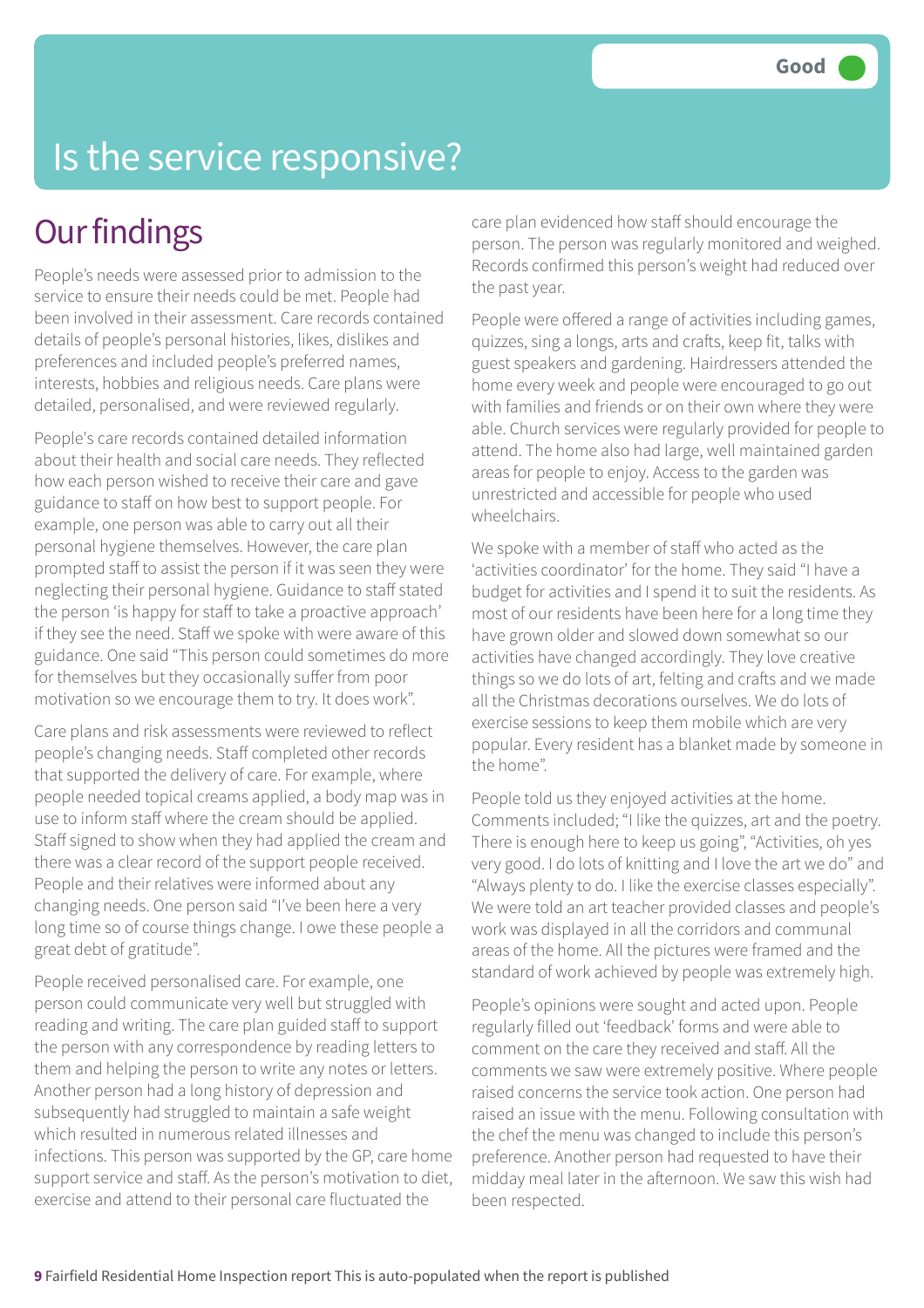Good

# Is the service responsive?

## Our findings

People's needs were assessed prior to admission to the service to ensure their needs could be met. People had been involved in their assessment. Care records contained details of people's personal histories, likes, dislikes and preferences and included people's preferred names, interests, hobbies and religious needs. Care plans were detailed, personalised, and were reviewed regularly.

People's care records contained detailed information about their health and social care needs. They reflected how each person wished to receive their care and gave guidance to staff on how best to support people. For example, one person was able to carry out all their personal hygiene themselves. However, the care plan prompted staff to assist the person if it was seen they were neglecting their personal hygiene. Guidance to staff stated the person 'is happy for staff to take a proactive approach' if they see the need. Staff we spoke with were aware of this guidance. One said "This person could sometimes do more for themselves but they occasionally suffer from poor motivation so we encourage them to try. It does work".

Care plans and risk assessments were reviewed to reflect people's changing needs. Staff completed other records that supported the delivery of care. For example, where people needed topical creams applied, a body map was in use to inform staff where the cream should be applied. Staff signed to show when they had applied the cream and there was a clear record of the support people received. People and their relatives were informed about any changing needs. One person said "I've been here a very long time so of course things change. I owe these people a great debt of gratitude".

People received personalised care. For example, one person could communicate very well but struggled with reading and writing. The care plan guided staff to support the person with any correspondence by reading letters to them and helping the person to write any notes or letters. Another person had a long history of depression and subsequently had struggled to maintain a safe weight which resulted in numerous related illnesses and infections. This person was supported by the GP, care home support service and staff. As the person's motivation to diet, exercise and attend to their personal care fluctuated the care plan evidenced how staff should encourage the person. The person was regularly monitored and weighed. Records confirmed this person's weight had reduced over the past year.

People were offered a range of activities including games, quizzes, sing a longs, arts and crafts, keep fit, talks with guest speakers and gardening. Hairdressers attended the home every week and people were encouraged to go out with families and friends or on their own where they were able. Church services were regularly provided for people to attend. The home also had large, well maintained garden areas for people to enjoy. Access to the garden was unrestricted and accessible for people who used wheelchairs.

We spoke with a member of staff who acted as the 'activities coordinator' for the home. They said "I have a budget for activities and I spend it to suit the residents. As most of our residents have been here for a long time they have grown older and slowed down somewhat so our activities have changed accordingly. They love creative things so we do lots of art, felting and crafts and we made all the Christmas decorations ourselves. We do lots of exercise sessions to keep them mobile which are very popular. Every resident has a blanket made by someone in the home".

People told us they enjoyed activities at the home. Comments included; "I like the quizzes, art and the poetry. There is enough here to keep us going", "Activities, oh yes very good. I do lots of knitting and I love the art we do" and "Always plenty to do. I like the exercise classes especially". We were told an art teacher provided classes and people's work was displayed in all the corridors and communal areas of the home. All the pictures were framed and the standard of work achieved by people was extremely high.

People's opinions were sought and acted upon. People regularly filled out 'feedback' forms and were able to comment on the care they received and staff. All the comments we saw were extremely positive. Where people raised concerns the service took action. One person had raised an issue with the menu. Following consultation with the chef the menu was changed to include this person's preference. Another person had requested to have their midday meal later in the afternoon. We saw this wish had been respected.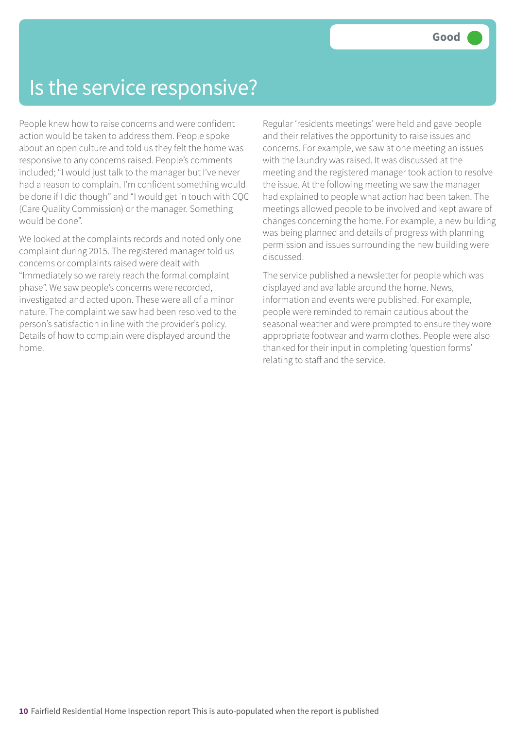# Is the service responsive?

**Good**

People knew how to raise concerns and were confident action would be taken to address them. People spoke about an open culture and told us they felt the home was responsive to any concerns raised. People's comments included; "I would just talk to the manager but I've never had a reason to complain. I'm confident something would be done if I did though" and "I would get in touch with CQC (Care Quality Commission) or the manager. Something would be done".

We looked at the complaints records and noted only one complaint during 2015. The registered manager told us concerns or complaints raised were dealt with "Immediately so we rarely reach the formal complaint phase". We saw people's concerns were recorded, investigated and acted upon. These were all of a minor nature. The complaint we saw had been resolved to the person's satisfaction in line with the provider's policy. Details of how to complain were displayed around the home.

Regular 'residents meetings' were held and gave people and their relatives the opportunity to raise issues and concerns. For example, we saw at one meeting an issues with the laundry was raised. It was discussed at the meeting and the registered manager took action to resolve the issue. At the following meeting we saw the manager had explained to people what action had been taken. The meetings allowed people to be involved and kept aware of changes concerning the home. For example, a new building was being planned and details of progress with planning permission and issues surrounding the new building were discussed.

The service published a newsletter for people which was displayed and available around the home. News, information and events were published. For example, people were reminded to remain cautious about the seasonal weather and were prompted to ensure they wore appropriate footwear and warm clothes. People were also thanked for their input in completing 'question forms' relating to staff and the service.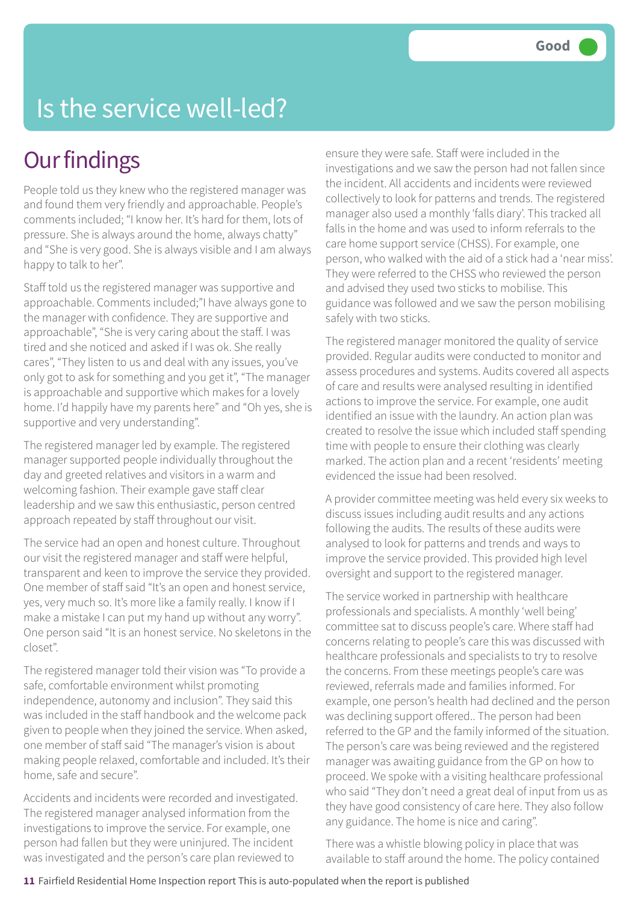Good

# Is the service well-led?

## Our findings

People told us they knew who the registered manager was and found them very friendly and approachable. People's comments included; "I know her. It's hard for them, lots of pressure. She is always around the home, always chatty" and "She is very good. She is always visible and I am always happy to talk to her".

Staff told us the registered manager was supportive and approachable. Comments included;"I have always gone to the manager with confidence. They are supportive and approachable", "She is very caring about the staff. I was tired and she noticed and asked if I was ok. She really cares", "They listen to us and deal with any issues, you've only got to ask for something and you get it", "The manager is approachable and supportive which makes for a lovely home. I'd happily have my parents here" and "Oh yes, she is supportive and very understanding".

The registered manager led by example. The registered manager supported people individually throughout the day and greeted relatives and visitors in a warm and welcoming fashion. Their example gave staff clear leadership and we saw this enthusiastic, person centred approach repeated by staff throughout our visit.

The service had an open and honest culture. Throughout our visit the registered manager and staff were helpful, transparent and keen to improve the service they provided. One member of staff said "It's an open and honest service, yes, very much so. It's more like a family really. I know if I make a mistake I can put my hand up without any worry". One person said "It is an honest service. No skeletons in the closet".

The registered manager told their vision was "To provide a safe, comfortable environment whilst promoting independence, autonomy and inclusion". They said this was included in the staff handbook and the welcome pack given to people when they joined the service. When asked, one member of staff said "The manager's vision is about making people relaxed, comfortable and included. It's their home, safe and secure".

Accidents and incidents were recorded and investigated. The registered manager analysed information from the investigations to improve the service. For example, one person had fallen but they were uninjured. The incident was investigated and the person's care plan reviewed to ensure they were safe. Staff were included in the investigations and we saw the person had not fallen since the incident. All accidents and incidents were reviewed collectively to look for patterns and trends. The registered manager also used a monthly 'falls diary'. This tracked all falls in the home and was used to inform referrals to the care home support service (CHSS). For example, one person, who walked with the aid of a stick had a 'near miss'. They were referred to the CHSS who reviewed the person and advised they used two sticks to mobilise. This guidance was followed and we saw the person mobilising safely with two sticks.

The registered manager monitored the quality of service provided. Regular audits were conducted to monitor and assess procedures and systems. Audits covered all aspects of care and results were analysed resulting in identified actions to improve the service. For example, one audit identified an issue with the laundry. An action plan was created to resolve the issue which included staff spending time with people to ensure their clothing was clearly marked. The action plan and a recent 'residents' meeting evidenced the issue had been resolved.

A provider committee meeting was held every six weeks to discuss issues including audit results and any actions following the audits. The results of these audits were analysed to look for patterns and trends and ways to improve the service provided. This provided high level oversight and support to the registered manager.

The service worked in partnership with healthcare professionals and specialists. A monthly 'well being' committee sat to discuss people's care. Where staff had concerns relating to people's care this was discussed with healthcare professionals and specialists to try to resolve the concerns. From these meetings people's care was reviewed, referrals made and families informed. For example, one person's health had declined and the person was declining support offered.. The person had been referred to the GP and the family informed of the situation. The person's care was being reviewed and the registered manager was awaiting guidance from the GP on how to proceed. We spoke with a visiting healthcare professional who said "They don't need a great deal of input from us as they have good consistency of care here. They also follow any guidance. The home is nice and caring".

There was a whistle blowing policy in place that was available to staff around the home. The policy contained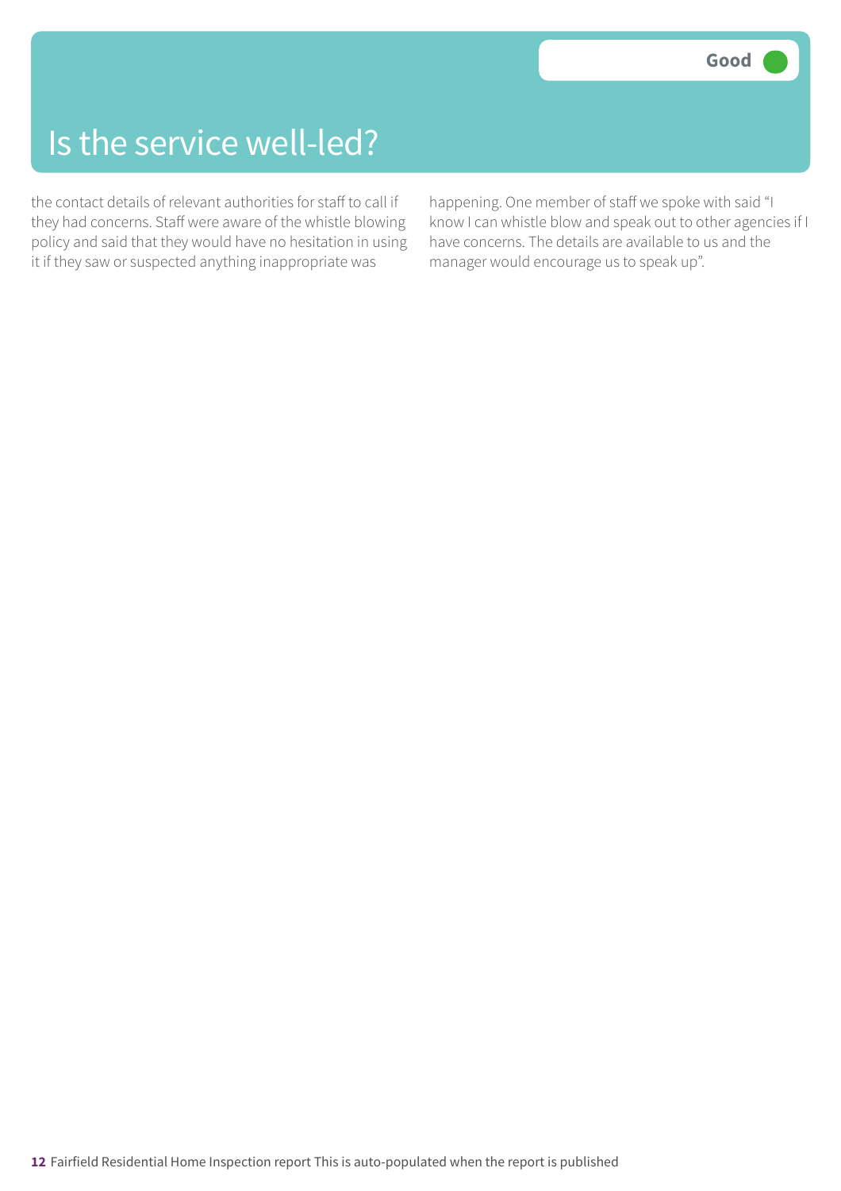# Is the service well-led?

Good

the contact details of relevant authorities for staff to call if they had concerns. Staff were aware of the whistle blowing policy and said that they would have no hesitation in using it if they saw or suspected anything inappropriate was happening. One member of staff we spoke with said "I know I can whistle blow and speak out to other agencies if I have concerns. The details are available to us and the manager would encourage us to speak up".